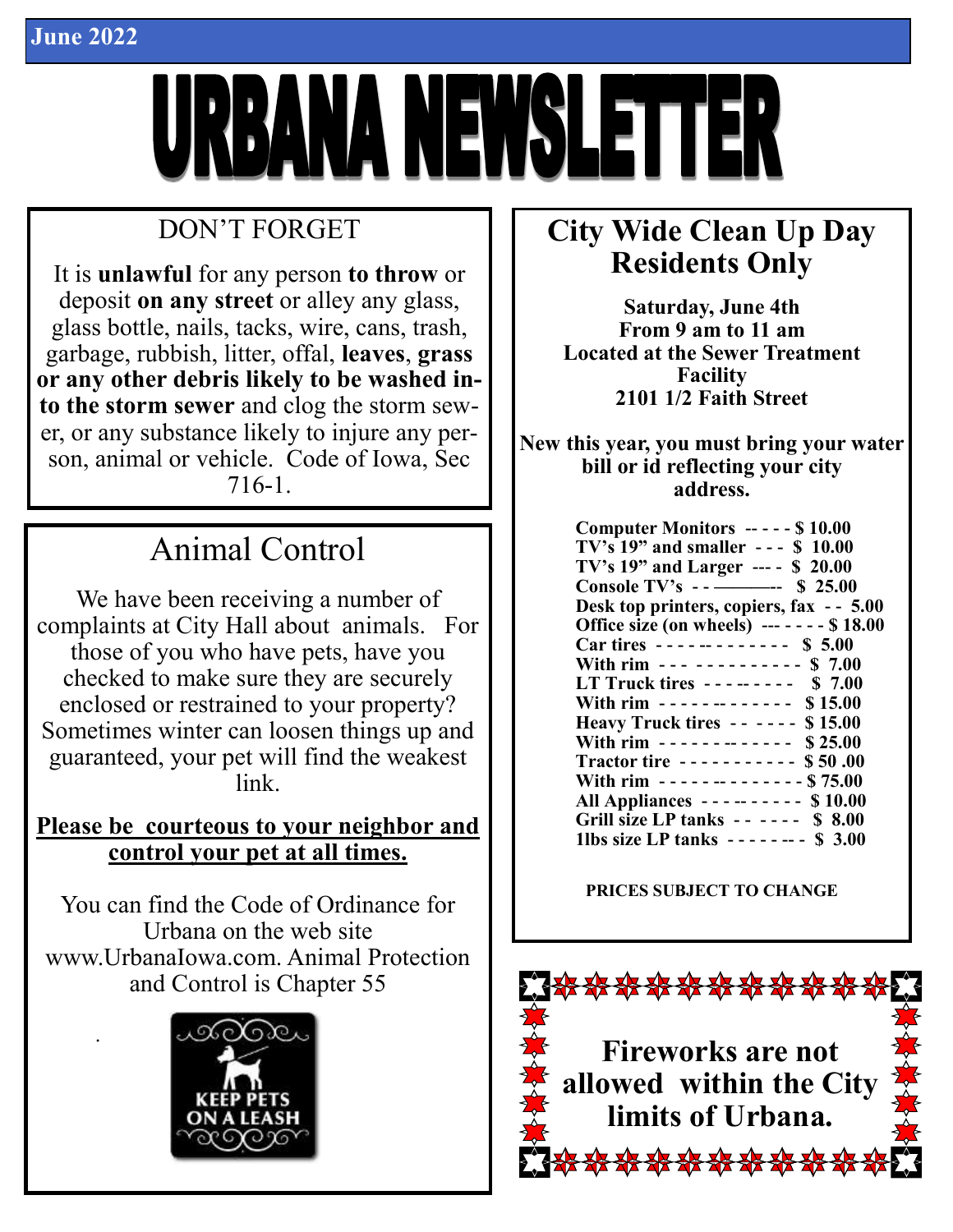June 2022

# URBANA NEWSLETTER

## DON'T FORGET

It is **unlawful** for any person **to throw** or deposit **on any street** or alley any glass, glass bottle, nails, tacks, wire, cans, trash, garbage, rubbish, litter, offal, **leaves**, **grass or any other debris likely to be washed into the storm sewer** and clog the storm sewer, or any substance likely to injure any person, animal or vehicle. Code of Iowa, Sec 716-1.

## Animal Control

We have been receiving a number of complaints at City Hall about animals. For those of you who have pets, have you checked to make sure they are securely enclosed or restrained to your property? Sometimes winter can loosen things up and guaranteed, your pet will find the weakest link.

**Please be courteous to your neighbor and control your pet at all times.**

You can find the Code of Ordinance for Urbana on the web site www.UrbanaIowa.com. Animal Protection and Control is Chapter 55

KEEP PETS ON A LEASH

## City Wide Clean Up Day Residents Only

**Saturday, June 4th**
**From 9 am to 11 am**
**Located at the Sewer Treatment Facility**
**2101 1/2 Faith Street**

**New this year, you must bring your water bill or id reflecting your city address.**

| Item | Price |
|---|---|
| **Computer Monitors** | **$ 10.00** |
| **TV's 19" and smaller** | **$ 10.00** |
| **TV's 19" and Larger** | **$ 20.00** |
| **Console TV's** | **$ 25.00** |
| **Desk top printers, copiers, fax** | **5.00** |
| **Office size (on wheels)** | **$ 18.00** |
| **Car tires** | **$ 5.00** |
| **With rim** | **$ 7.00** |
| **LT Truck tires** | **$ 7.00** |
| **With rim** | **$ 15.00** |
| **Heavy Truck tires** | **$ 15.00** |
| **With rim** | **$ 25.00** |
| **Tractor tire** | **$ 50 .00** |
| **With rim** | **$ 75.00** |
| **All Appliances** | **$ 10.00** |
| **Grill size LP tanks** | **$ 8.00** |
| **1lbs size LP tanks** | **$ 3.00** |

**PRICES SUBJECT TO CHANGE**

**Fireworks are not allowed within the City limits of Urbana.**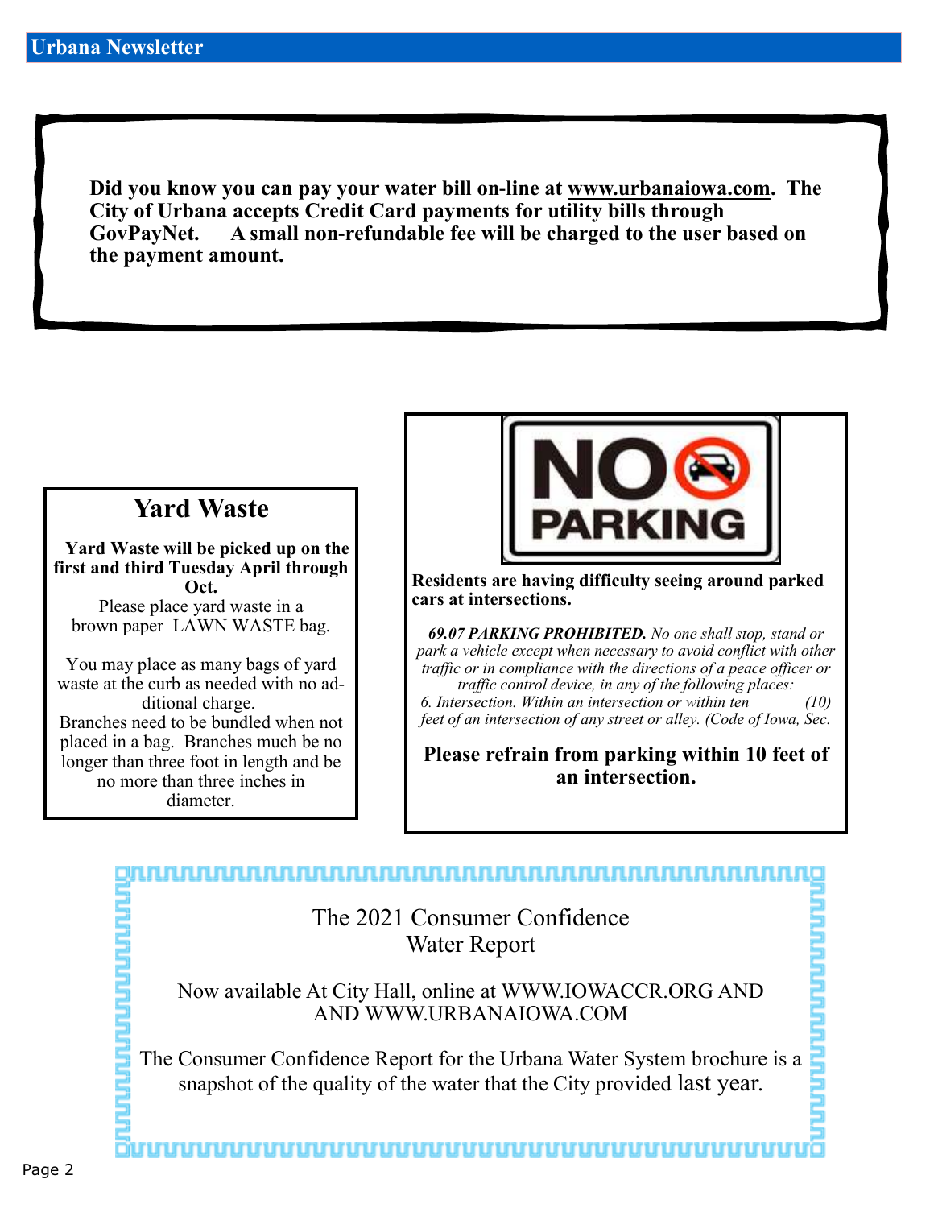**Did you know you can pay your water bill on-line at www.urbanaiowa.com. The City of Urbana accepts Credit Card payments for utility bills through GovPayNet. A small non-refundable fee will be charged to the user based on the payment amount.**

## Yard Waste

**Yard Waste will be picked up on the first and third Tuesday April through Oct.**

Please place yard waste in a brown paper LAWN WASTE bag.

You may place as many bags of yard waste at the curb as needed with no additional charge.

Branches need to be bundled when not placed in a bag. Branches much be no longer than three foot in length and be no more than three inches in diameter.

NO PARKING

**Residents are having difficulty seeing around parked cars at intersections.**

***69.07 PARKING PROHIBITED.*** *No one shall stop, stand or park a vehicle except when necessary to avoid conflict with other traffic or in compliance with the directions of a peace officer or traffic control device, in any of the following places:*
*6. Intersection. Within an intersection or within ten (10) feet of an intersection of any street or alley. (Code of Iowa, Sec.*

**Please refrain from parking within 10 feet of an intersection.**

The 2021 Consumer Confidence Water Report

Now available At City Hall, online at WWW.IOWACCR.ORG AND AND WWW.URBANAIOWA.COM

The Consumer Confidence Report for the Urbana Water System brochure is a snapshot of the quality of the water that the City provided last year.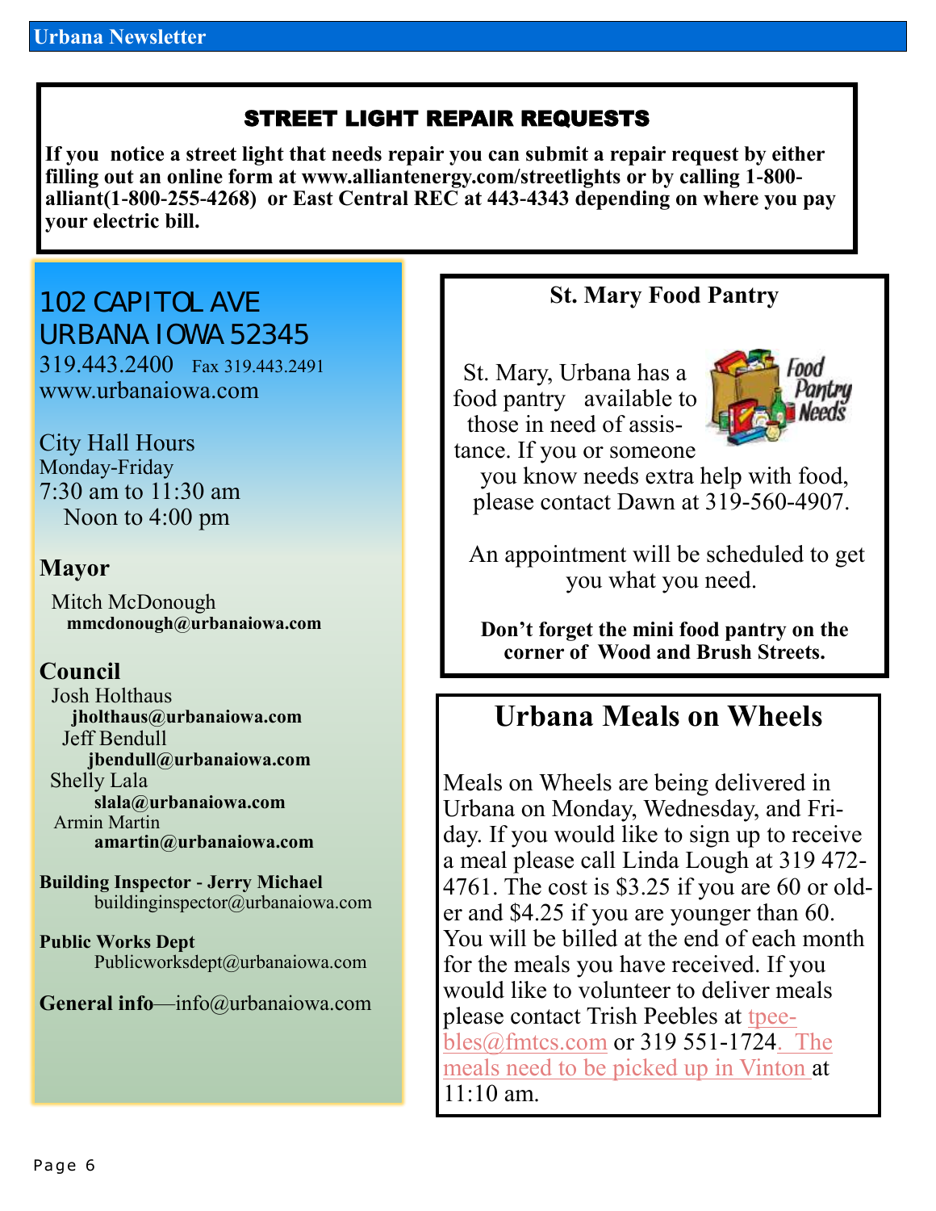## STREET LIGHT REPAIR REQUESTS

**If you notice a street light that needs repair you can submit a repair request by either filling out an online form at www.alliantenergy.com/streetlights or by calling 1-800-alliant(1-800-255-4268) or East Central REC at 443-4343 depending on where you pay your electric bill.**

102 CAPITOL AVE
URBANA IOWA 52345
319.443.2400 Fax 319.443.2491
www.urbanaiowa.com

City Hall Hours
Monday-Friday
7:30 am to 11:30 am
Noon to 4:00 pm

**Mayor**

Mitch McDonough
**mmcdonough@urbanaiowa.com**

**Council**

Josh Holthaus
**jholthaus@urbanaiowa.com**
Jeff Bendull
**jbendull@urbanaiowa.com**
Shelly Lala
**slala@urbanaiowa.com**
Armin Martin
**amartin@urbanaiowa.com**

**Building Inspector - Jerry Michael**
buildinginspector@urbanaiowa.com

**Public Works Dept**
Publicworksdept@urbanaiowa.com

**General info**—info@urbanaiowa.com

## St. Mary Food Pantry

St. Mary, Urbana has a food pantry available to those in need of assistance. If you or someone you know needs extra help with food, please contact Dawn at 319-560-4907.

An appointment will be scheduled to get you what you need.

**Don't forget the mini food pantry on the corner of Wood and Brush Streets.**

## Urbana Meals on Wheels

Meals on Wheels are being delivered in Urbana on Monday, Wednesday, and Friday. If you would like to sign up to receive a meal please call Linda Lough at 319 472-4761. The cost is $3.25 if you are 60 or older and $4.25 if you are younger than 60. You will be billed at the end of each month for the meals you have received. If you would like to volunteer to deliver meals please contact Trish Peebles at tpeebles@fmtcs.com or 319 551-1724. The meals need to be picked up in Vinton at 11:10 am.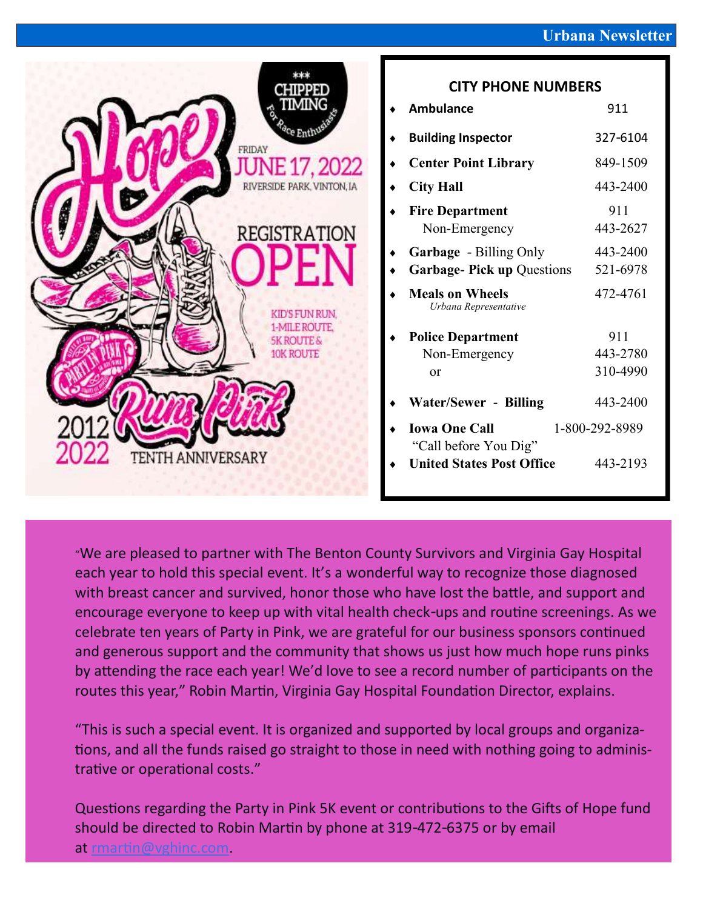Hope

*** CHIPPED TIMING For Race Enthusiasts

FRIDAY

JUNE 17, 2022

RIVERSIDE PARK, VINTON, IA

REGISTRATION OPEN

KID'S FUN RUN, 1-MILE ROUTE, 5K ROUTE & 10K ROUTE

Runs Pink

2012 2022 TENTH ANNIVERSARY

## CITY PHONE NUMBERS

| | |
|---|---|
| **Ambulance** | 911 |
| **Building Inspector** | 327-6104 |
| **Center Point Library** | 849-1509 |
| **City Hall** | 443-2400 |
| **Fire Department** | 911 |
| Non-Emergency | 443-2627 |
| **Garbage** - Billing Only | 443-2400 |
| **Garbage- Pick up** Questions | 521-6978 |
| **Meals on Wheels** *Urbana Representative* | 472-4761 |
| **Police Department** | 911 |
| Non-Emergency | 443-2780 |
| or | 310-4990 |
| **Water/Sewer - Billing** | 443-2400 |
| **Iowa One Call** "Call before You Dig" | 1-800-292-8989 |
| **United States Post Office** | 443-2193 |

"We are pleased to partner with The Benton County Survivors and Virginia Gay Hospital each year to hold this special event. It's a wonderful way to recognize those diagnosed with breast cancer and survived, honor those who have lost the battle, and support and encourage everyone to keep up with vital health check-ups and routine screenings. As we celebrate ten years of Party in Pink, we are grateful for our business sponsors continued and generous support and the community that shows us just how much hope runs pinks by attending the race each year! We'd love to see a record number of participants on the routes this year," Robin Martin, Virginia Gay Hospital Foundation Director, explains.

"This is such a special event. It is organized and supported by local groups and organizations, and all the funds raised go straight to those in need with nothing going to administrative or operational costs."

Questions regarding the Party in Pink 5K event or contributions to the Gifts of Hope fund should be directed to Robin Martin by phone at 319-472-6375 or by email at rmartin@vghinc.com.